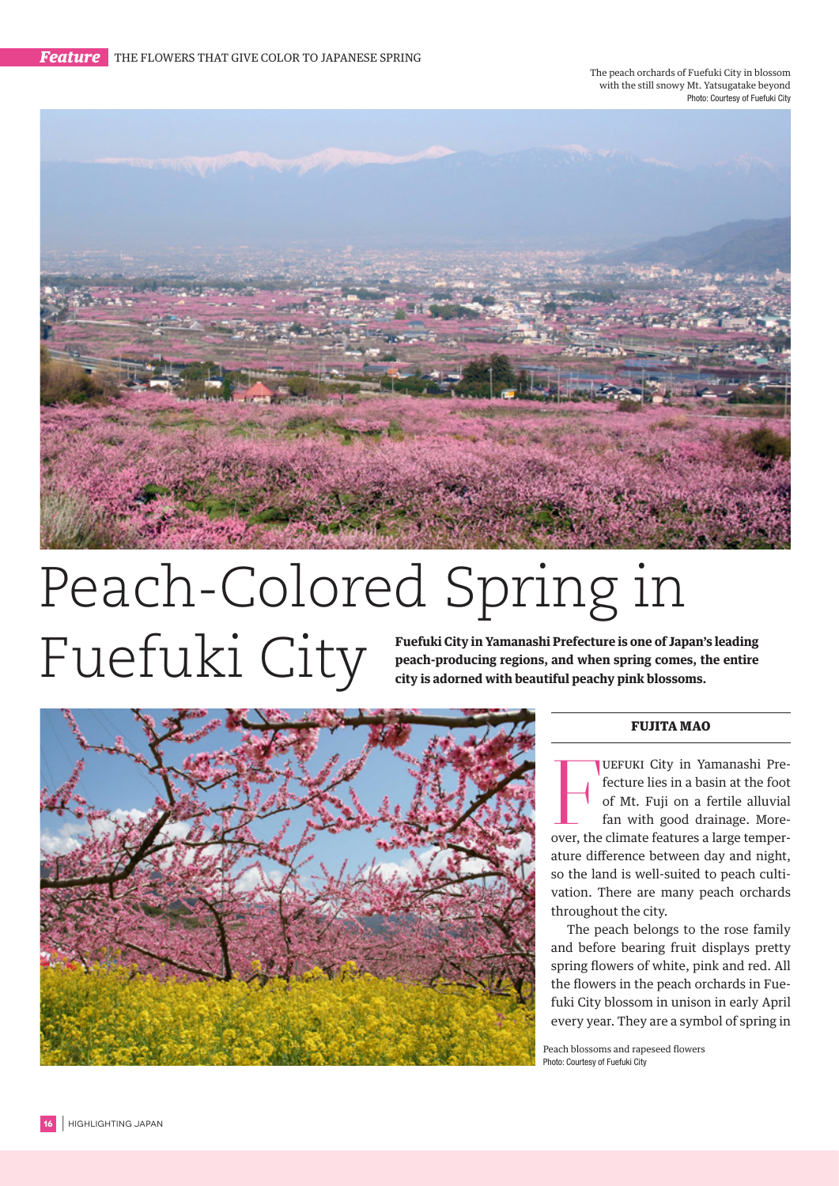The peach orchards of Fuefuki City in blossom with the still snowy Mt. Yatsugatake beyond
Photo: Courtesy of Fuefuki City

# Peach-Colored Spring in Fuefuki City

**Fuefuki City in Yamanashi Prefecture is one of Japan's leading peach-producing regions, and when spring comes, the entire city is adorned with beautiful peachy pink blossoms.**

**FUJITA MAO**

FUEFUKI City in Yamanashi Prefecture lies in a basin at the foot of Mt. Fuji on a fertile alluvial fan with good drainage. Moreover, the climate features a large temperature difference between day and night, so the land is well-suited to peach cultivation. There are many peach orchards throughout the city.

The peach belongs to the rose family and before bearing fruit displays pretty spring flowers of white, pink and red. All the flowers in the peach orchards in Fuefuki City blossom in unison in early April every year. They are a symbol of spring in

Peach blossoms and rapeseed flowers
Photo: Courtesy of Fuefuki City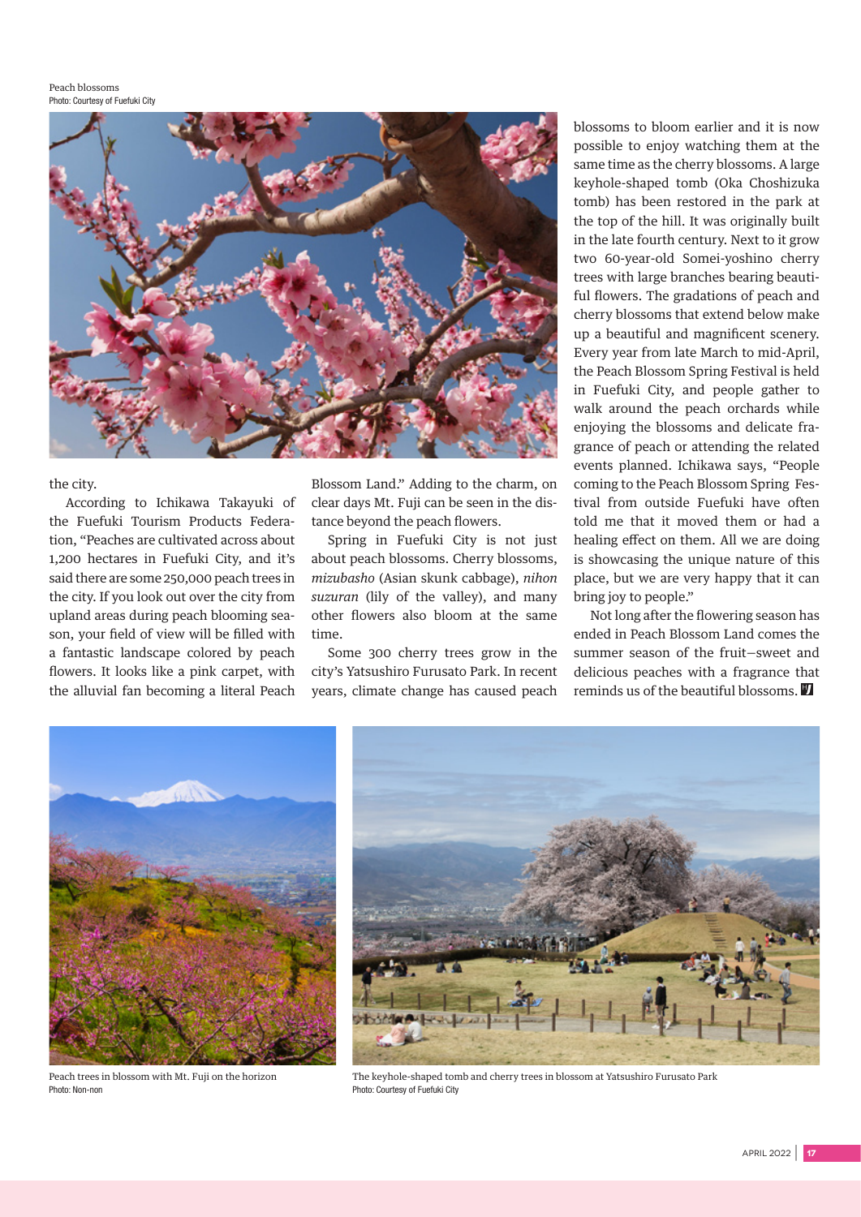Peach blossoms
Photo: Courtesy of Fuefuki City

the city.

According to Ichikawa Takayuki of the Fuefuki Tourism Products Federation, "Peaches are cultivated across about 1,200 hectares in Fuefuki City, and it's said there are some 250,000 peach trees in the city. If you look out over the city from upland areas during peach blooming season, your field of view will be filled with a fantastic landscape colored by peach flowers. It looks like a pink carpet, with the alluvial fan becoming a literal Peach Blossom Land." Adding to the charm, on clear days Mt. Fuji can be seen in the distance beyond the peach flowers.

Spring in Fuefuki City is not just about peach blossoms. Cherry blossoms, *mizubasho* (Asian skunk cabbage), *nihon suzuran* (lily of the valley), and many other flowers also bloom at the same time.

Some 300 cherry trees grow in the city's Yatsushiro Furusato Park. In recent years, climate change has caused peach blossoms to bloom earlier and it is now possible to enjoy watching them at the same time as the cherry blossoms. A large keyhole-shaped tomb (Oka Choshizuka tomb) has been restored in the park at the top of the hill. It was originally built in the late fourth century. Next to it grow two 60-year-old Somei-yoshino cherry trees with large branches bearing beautiful flowers. The gradations of peach and cherry blossoms that extend below make up a beautiful and magnificent scenery. Every year from late March to mid-April, the Peach Blossom Spring Festival is held in Fuefuki City, and people gather to walk around the peach orchards while enjoying the blossoms and delicate fragrance of peach or attending the related events planned. Ichikawa says, "People coming to the Peach Blossom Spring Festival from outside Fuefuki have often told me that it moved them or had a healing effect on them. All we are doing is showcasing the unique nature of this place, but we are very happy that it can bring joy to people."

Not long after the flowering season has ended in Peach Blossom Land comes the summer season of the fruit—sweet and delicious peaches with a fragrance that reminds us of the beautiful blossoms.

Peach trees in blossom with Mt. Fuji on the horizon
Photo: Non-non

The keyhole-shaped tomb and cherry trees in blossom at Yatsushiro Furusato Park
Photo: Courtesy of Fuefuki City